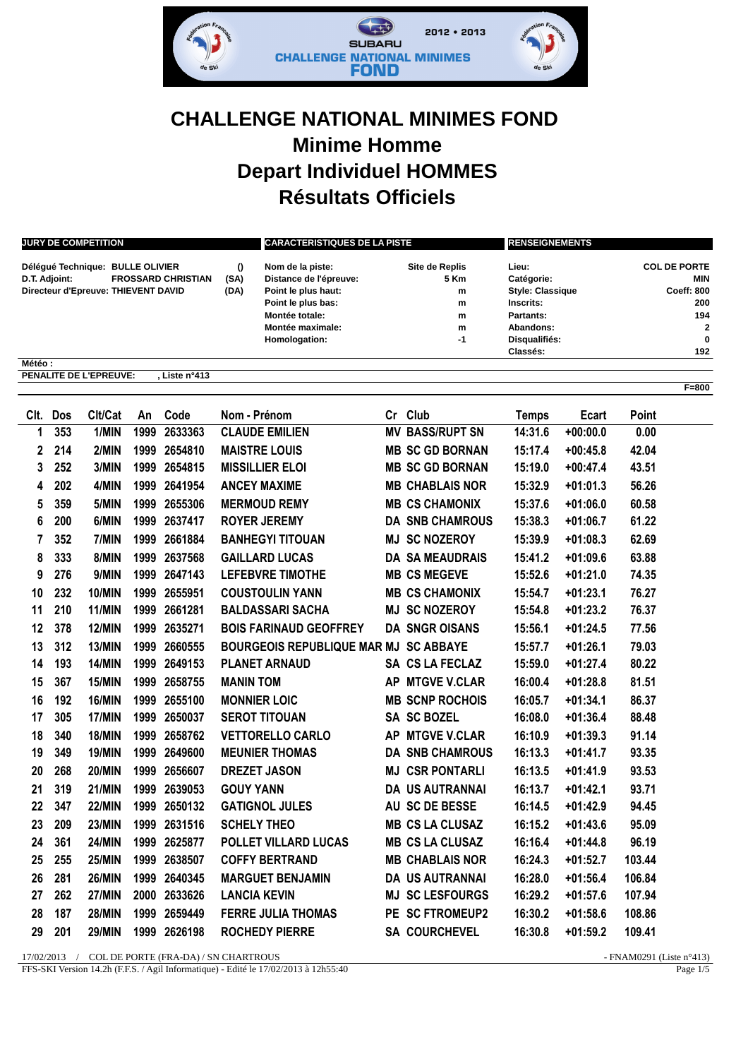# CHALLENGE NATIONAL MINIMES FOND

## Minime Homme

## Depart Individuel HOMMES

## Résultats Officiels

| JURY DE COMPETITION | | CARACTERISTIQUES DE LA PISTE | | RENSEIGNEMENTS | |
|---|---|---|---|---|---|
| Délégué Technique: BULLE OLIVIER | () | Nom de la piste: | Site de Replis | Lieu: | COL DE PORTE |
| D.T. Adjoint: FROSSARD CHRISTIAN | (SA) | Distance de l'épreuve: | 5 Km | Catégorie: | MIN |
| Directeur d'Epreuve: THIEVENT DAVID | (DA) | Point le plus haut: | m | Style: Classique | Coeff: 800 |
| | | Point le plus bas: | m | Inscrits: | 200 |
| | | Montée totale: | m | Partants: | 194 |
| | | Montée maximale: | m | Abandons: | 2 |
| | | Homologation: | -1 | Disqualifiés: | 0 |
| | | | | Classés: | 192 |

Météo :

PENALITE DE L'EPREUVE: , Liste n°413

F=800

| Clt. | Dos | Clt/Cat | An | Code | Nom - Prénom | Cr | Club | Temps | Ecart | Point |
|---|---|---|---|---|---|---|---|---|---|---|
| 1 | 353 | 1/MIN | 1999 | 2633363 | CLAUDE EMILIEN | MV | BASS/RUPT SN | 14:31.6 | +00:00.0 | 0.00 |
| 2 | 214 | 2/MIN | 1999 | 2654810 | MAISTRE LOUIS | MB | SC GD BORNAN | 15:17.4 | +00:45.8 | 42.04 |
| 3 | 252 | 3/MIN | 1999 | 2654815 | MISSILLIER ELOI | MB | SC GD BORNAN | 15:19.0 | +00:47.4 | 43.51 |
| 4 | 202 | 4/MIN | 1999 | 2641954 | ANCEY MAXIME | MB | CHABLAIS NOR | 15:32.9 | +01:01.3 | 56.26 |
| 5 | 359 | 5/MIN | 1999 | 2655306 | MERMOUD REMY | MB | CS CHAMONIX | 15:37.6 | +01:06.0 | 60.58 |
| 6 | 200 | 6/MIN | 1999 | 2637417 | ROYER JEREMY | DA | SNB CHAMROUS | 15:38.3 | +01:06.7 | 61.22 |
| 7 | 352 | 7/MIN | 1999 | 2661884 | BANHEGYI TITOUAN | MJ | SC NOZEROY | 15:39.9 | +01:08.3 | 62.69 |
| 8 | 333 | 8/MIN | 1999 | 2637568 | GAILLARD LUCAS | DA | SA MEAUDRAIS | 15:41.2 | +01:09.6 | 63.88 |
| 9 | 276 | 9/MIN | 1999 | 2647143 | LEFEBVRE TIMOTHE | MB | CS MEGEVE | 15:52.6 | +01:21.0 | 74.35 |
| 10 | 232 | 10/MIN | 1999 | 2655951 | COUSTOULIN YANN | MB | CS CHAMONIX | 15:54.7 | +01:23.1 | 76.27 |
| 11 | 210 | 11/MIN | 1999 | 2661281 | BALDASSARI SACHA | MJ | SC NOZEROY | 15:54.8 | +01:23.2 | 76.37 |
| 12 | 378 | 12/MIN | 1999 | 2635271 | BOIS FARINAUD GEOFFREY | DA | SNGR OISANS | 15:56.1 | +01:24.5 | 77.56 |
| 13 | 312 | 13/MIN | 1999 | 2660555 | BOURGEOIS REPUBLIQUE MAR | MJ | SC ABBAYE | 15:57.7 | +01:26.1 | 79.03 |
| 14 | 193 | 14/MIN | 1999 | 2649153 | PLANET ARNAUD | SA | CS LA FECLAZ | 15:59.0 | +01:27.4 | 80.22 |
| 15 | 367 | 15/MIN | 1999 | 2658755 | MANIN TOM | AP | MTGVE V.CLAR | 16:00.4 | +01:28.8 | 81.51 |
| 16 | 192 | 16/MIN | 1999 | 2655100 | MONNIER LOIC | MB | SCNP ROCHOIS | 16:05.7 | +01:34.1 | 86.37 |
| 17 | 305 | 17/MIN | 1999 | 2650037 | SEROT TITOUAN | SA | SC BOZEL | 16:08.0 | +01:36.4 | 88.48 |
| 18 | 340 | 18/MIN | 1999 | 2658762 | VETTORELLO CARLO | AP | MTGVE V.CLAR | 16:10.9 | +01:39.3 | 91.14 |
| 19 | 349 | 19/MIN | 1999 | 2649600 | MEUNIER THOMAS | DA | SNB CHAMROUS | 16:13.3 | +01:41.7 | 93.35 |
| 20 | 268 | 20/MIN | 1999 | 2656607 | DREZET JASON | MJ | CSR PONTARLI | 16:13.5 | +01:41.9 | 93.53 |
| 21 | 319 | 21/MIN | 1999 | 2639053 | GOUY YANN | DA | US AUTRANNAI | 16:13.7 | +01:42.1 | 93.71 |
| 22 | 347 | 22/MIN | 1999 | 2650132 | GATIGNOL JULES | AU | SC DE BESSE | 16:14.5 | +01:42.9 | 94.45 |
| 23 | 209 | 23/MIN | 1999 | 2631516 | SCHELY THEO | MB | CS LA CLUSAZ | 16:15.2 | +01:43.6 | 95.09 |
| 24 | 361 | 24/MIN | 1999 | 2625877 | POLLET VILLARD LUCAS | MB | CS LA CLUSAZ | 16:16.4 | +01:44.8 | 96.19 |
| 25 | 255 | 25/MIN | 1999 | 2638507 | COFFY BERTRAND | MB | CHABLAIS NOR | 16:24.3 | +01:52.7 | 103.44 |
| 26 | 281 | 26/MIN | 1999 | 2640345 | MARGUET BENJAMIN | DA | US AUTRANNAI | 16:28.0 | +01:56.4 | 106.84 |
| 27 | 262 | 27/MIN | 2000 | 2633626 | LANCIA KEVIN | MJ | SC LESFOURGS | 16:29.2 | +01:57.6 | 107.94 |
| 28 | 187 | 28/MIN | 1999 | 2659449 | FERRE JULIA THOMAS | PE | SC FTROMEUP2 | 16:30.2 | +01:58.6 | 108.86 |
| 29 | 201 | 29/MIN | 1999 | 2626198 | ROCHEDY PIERRE | SA | COURCHEVEL | 16:30.8 | +01:59.2 | 109.41 |

17/02/2013 / COL DE PORTE (FRA-DA) / SN CHARTROUS - FNAM0291 (Liste n°413)

FFS-SKI Version 14.2h (F.F.S. / Agil Informatique) - Edité le 17/02/2013 à 12h55:40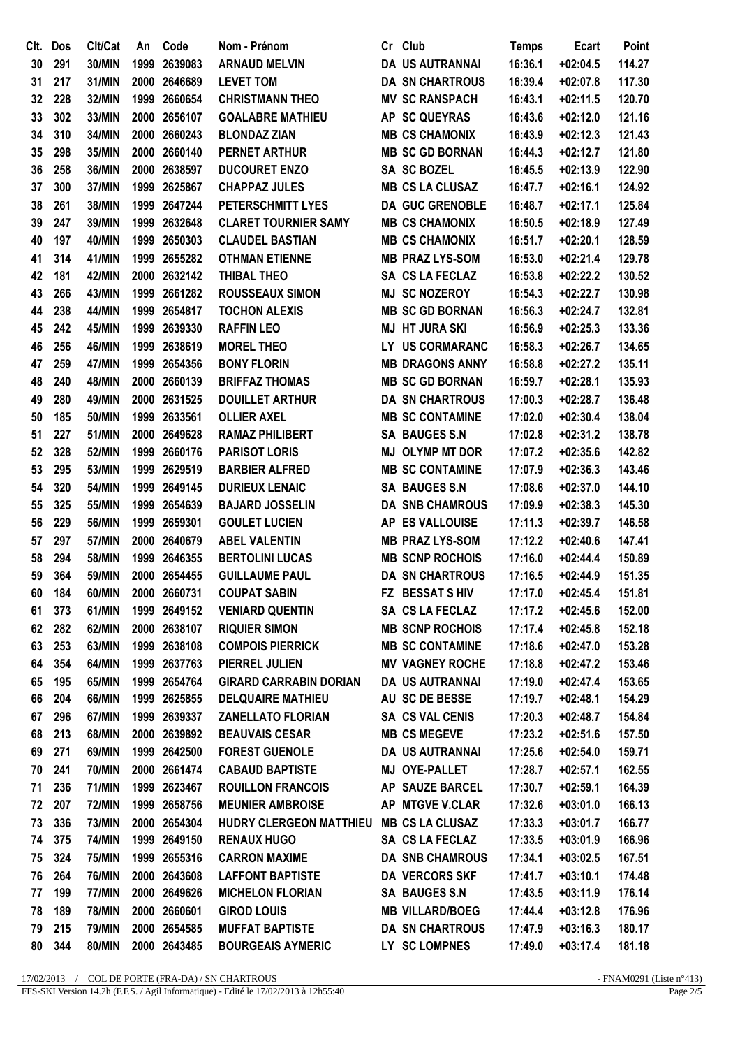| Clt. | Dos | Clt/Cat | An | Code | Nom - Prénom | Cr | Club | Temps | Ecart | Point |
|---|---|---|---|---|---|---|---|---|---|---|
| 30 | 291 | 30/MIN | 1999 | 2639083 | ARNAUD MELVIN | DA | US AUTRANNAI | 16:36.1 | +02:04.5 | 114.27 |
| 31 | 217 | 31/MIN | 2000 | 2646689 | LEVET TOM | DA | SN CHARTROUS | 16:39.4 | +02:07.8 | 117.30 |
| 32 | 228 | 32/MIN | 1999 | 2660654 | CHRISTMANN THEO | MV | SC RANSPACH | 16:43.1 | +02:11.5 | 120.70 |
| 33 | 302 | 33/MIN | 2000 | 2656107 | GOALABRE MATHIEU | AP | SC QUEYRAS | 16:43.6 | +02:12.0 | 121.16 |
| 34 | 310 | 34/MIN | 2000 | 2660243 | BLONDAZ ZIAN | MB | CS CHAMONIX | 16:43.9 | +02:12.3 | 121.43 |
| 35 | 298 | 35/MIN | 2000 | 2660140 | PERNET ARTHUR | MB | SC GD BORNAN | 16:44.3 | +02:12.7 | 121.80 |
| 36 | 258 | 36/MIN | 2000 | 2638597 | DUCOURET ENZO | SA | SC BOZEL | 16:45.5 | +02:13.9 | 122.90 |
| 37 | 300 | 37/MIN | 1999 | 2625867 | CHAPPAZ JULES | MB | CS LA CLUSAZ | 16:47.7 | +02:16.1 | 124.92 |
| 38 | 261 | 38/MIN | 1999 | 2647244 | PETERSCHMITT LYES | DA | GUC GRENOBLE | 16:48.7 | +02:17.1 | 125.84 |
| 39 | 247 | 39/MIN | 1999 | 2632648 | CLARET TOURNIER SAMY | MB | CS CHAMONIX | 16:50.5 | +02:18.9 | 127.49 |
| 40 | 197 | 40/MIN | 1999 | 2650303 | CLAUDEL BASTIAN | MB | CS CHAMONIX | 16:51.7 | +02:20.1 | 128.59 |
| 41 | 314 | 41/MIN | 1999 | 2655282 | OTHMAN ETIENNE | MB | PRAZ LYS-SOM | 16:53.0 | +02:21.4 | 129.78 |
| 42 | 181 | 42/MIN | 2000 | 2632142 | THIBAL THEO | SA | CS LA FECLAZ | 16:53.8 | +02:22.2 | 130.52 |
| 43 | 266 | 43/MIN | 1999 | 2661282 | ROUSSEAUX SIMON | MJ | SC NOZEROY | 16:54.3 | +02:22.7 | 130.98 |
| 44 | 238 | 44/MIN | 1999 | 2654817 | TOCHON ALEXIS | MB | SC GD BORNAN | 16:56.3 | +02:24.7 | 132.81 |
| 45 | 242 | 45/MIN | 1999 | 2639330 | RAFFIN LEO | MJ | HT JURA SKI | 16:56.9 | +02:25.3 | 133.36 |
| 46 | 256 | 46/MIN | 1999 | 2638619 | MOREL THEO | LY | US CORMARANC | 16:58.3 | +02:26.7 | 134.65 |
| 47 | 259 | 47/MIN | 1999 | 2654356 | BONY FLORIN | MB | DRAGONS ANNY | 16:58.8 | +02:27.2 | 135.11 |
| 48 | 240 | 48/MIN | 2000 | 2660139 | BRIFFAZ THOMAS | MB | SC GD BORNAN | 16:59.7 | +02:28.1 | 135.93 |
| 49 | 280 | 49/MIN | 2000 | 2631525 | DOUILLET ARTHUR | DA | SN CHARTROUS | 17:00.3 | +02:28.7 | 136.48 |
| 50 | 185 | 50/MIN | 1999 | 2633561 | OLLIER AXEL | MB | SC CONTAMINE | 17:02.0 | +02:30.4 | 138.04 |
| 51 | 227 | 51/MIN | 2000 | 2649628 | RAMAZ PHILIBERT | SA | BAUGES S.N | 17:02.8 | +02:31.2 | 138.78 |
| 52 | 328 | 52/MIN | 1999 | 2660176 | PARISOT LORIS | MJ | OLYMP MT DOR | 17:07.2 | +02:35.6 | 142.82 |
| 53 | 295 | 53/MIN | 1999 | 2629519 | BARBIER ALFRED | MB | SC CONTAMINE | 17:07.9 | +02:36.3 | 143.46 |
| 54 | 320 | 54/MIN | 1999 | 2649145 | DURIEUX LENAIC | SA | BAUGES S.N | 17:08.6 | +02:37.0 | 144.10 |
| 55 | 325 | 55/MIN | 1999 | 2654639 | BAJARD JOSSELIN | DA | SNB CHAMROUS | 17:09.9 | +02:38.3 | 145.30 |
| 56 | 229 | 56/MIN | 1999 | 2659301 | GOULET LUCIEN | AP | ES VALLOUISE | 17:11.3 | +02:39.7 | 146.58 |
| 57 | 297 | 57/MIN | 2000 | 2640679 | ABEL VALENTIN | MB | PRAZ LYS-SOM | 17:12.2 | +02:40.6 | 147.41 |
| 58 | 294 | 58/MIN | 1999 | 2646355 | BERTOLINI LUCAS | MB | SCNP ROCHOIS | 17:16.0 | +02:44.4 | 150.89 |
| 59 | 364 | 59/MIN | 2000 | 2654455 | GUILLAUME PAUL | DA | SN CHARTROUS | 17:16.5 | +02:44.9 | 151.35 |
| 60 | 184 | 60/MIN | 2000 | 2660731 | COUPAT SABIN | FZ | BESSAT S HIV | 17:17.0 | +02:45.4 | 151.81 |
| 61 | 373 | 61/MIN | 1999 | 2649152 | VENIARD QUENTIN | SA | CS LA FECLAZ | 17:17.2 | +02:45.6 | 152.00 |
| 62 | 282 | 62/MIN | 2000 | 2638107 | RIQUIER SIMON | MB | SCNP ROCHOIS | 17:17.4 | +02:45.8 | 152.18 |
| 63 | 253 | 63/MIN | 1999 | 2638108 | COMPOIS PIERRICK | MB | SC CONTAMINE | 17:18.6 | +02:47.0 | 153.28 |
| 64 | 354 | 64/MIN | 1999 | 2637763 | PIERREL JULIEN | MV | VAGNEY ROCHE | 17:18.8 | +02:47.2 | 153.46 |
| 65 | 195 | 65/MIN | 1999 | 2654764 | GIRARD CARRABIN DORIAN | DA | US AUTRANNAI | 17:19.0 | +02:47.4 | 153.65 |
| 66 | 204 | 66/MIN | 1999 | 2625855 | DELQUAIRE MATHIEU | AU | SC DE BESSE | 17:19.7 | +02:48.1 | 154.29 |
| 67 | 296 | 67/MIN | 1999 | 2639337 | ZANELLATO FLORIAN | SA | CS VAL CENIS | 17:20.3 | +02:48.7 | 154.84 |
| 68 | 213 | 68/MIN | 2000 | 2639892 | BEAUVAIS CESAR | MB | CS MEGEVE | 17:23.2 | +02:51.6 | 157.50 |
| 69 | 271 | 69/MIN | 1999 | 2642500 | FOREST GUENOLE | DA | US AUTRANNAI | 17:25.6 | +02:54.0 | 159.71 |
| 70 | 241 | 70/MIN | 2000 | 2661474 | CABAUD BAPTISTE | MJ | OYE-PALLET | 17:28.7 | +02:57.1 | 162.55 |
| 71 | 236 | 71/MIN | 1999 | 2623467 | ROUILLON FRANCOIS | AP | SAUZE BARCEL | 17:30.7 | +02:59.1 | 164.39 |
| 72 | 207 | 72/MIN | 1999 | 2658756 | MEUNIER AMBROISE | AP | MTGVE V.CLAR | 17:32.6 | +03:01.0 | 166.13 |
| 73 | 336 | 73/MIN | 2000 | 2654304 | HUDRY CLERGEON MATTHIEU | MB | CS LA CLUSAZ | 17:33.3 | +03:01.7 | 166.77 |
| 74 | 375 | 74/MIN | 1999 | 2649150 | RENAUX HUGO | SA | CS LA FECLAZ | 17:33.5 | +03:01.9 | 166.96 |
| 75 | 324 | 75/MIN | 1999 | 2655316 | CARRON MAXIME | DA | SNB CHAMROUS | 17:34.1 | +03:02.5 | 167.51 |
| 76 | 264 | 76/MIN | 2000 | 2643608 | LAFFONT BAPTISTE | DA | VERCORS SKF | 17:41.7 | +03:10.1 | 174.48 |
| 77 | 199 | 77/MIN | 2000 | 2649626 | MICHELON FLORIAN | SA | BAUGES S.N | 17:43.5 | +03:11.9 | 176.14 |
| 78 | 189 | 78/MIN | 2000 | 2660601 | GIROD LOUIS | MB | VILLARD/BOEG | 17:44.4 | +03:12.8 | 176.96 |
| 79 | 215 | 79/MIN | 2000 | 2654585 | MUFFAT BAPTISTE | DA | SN CHARTROUS | 17:47.9 | +03:16.3 | 180.17 |
| 80 | 344 | 80/MIN | 2000 | 2643485 | BOURGEAIS AYMERIC | LY | SC LOMPNES | 17:49.0 | +03:17.4 | 181.18 |

17/02/2013 / COL DE PORTE (FRA-DA) / SN CHARTROUS - FNAM0291 (Liste n°413)

FFS-SKI Version 14.2h (F.F.S. / Agil Informatique) - Edité le 17/02/2013 à 12h55:40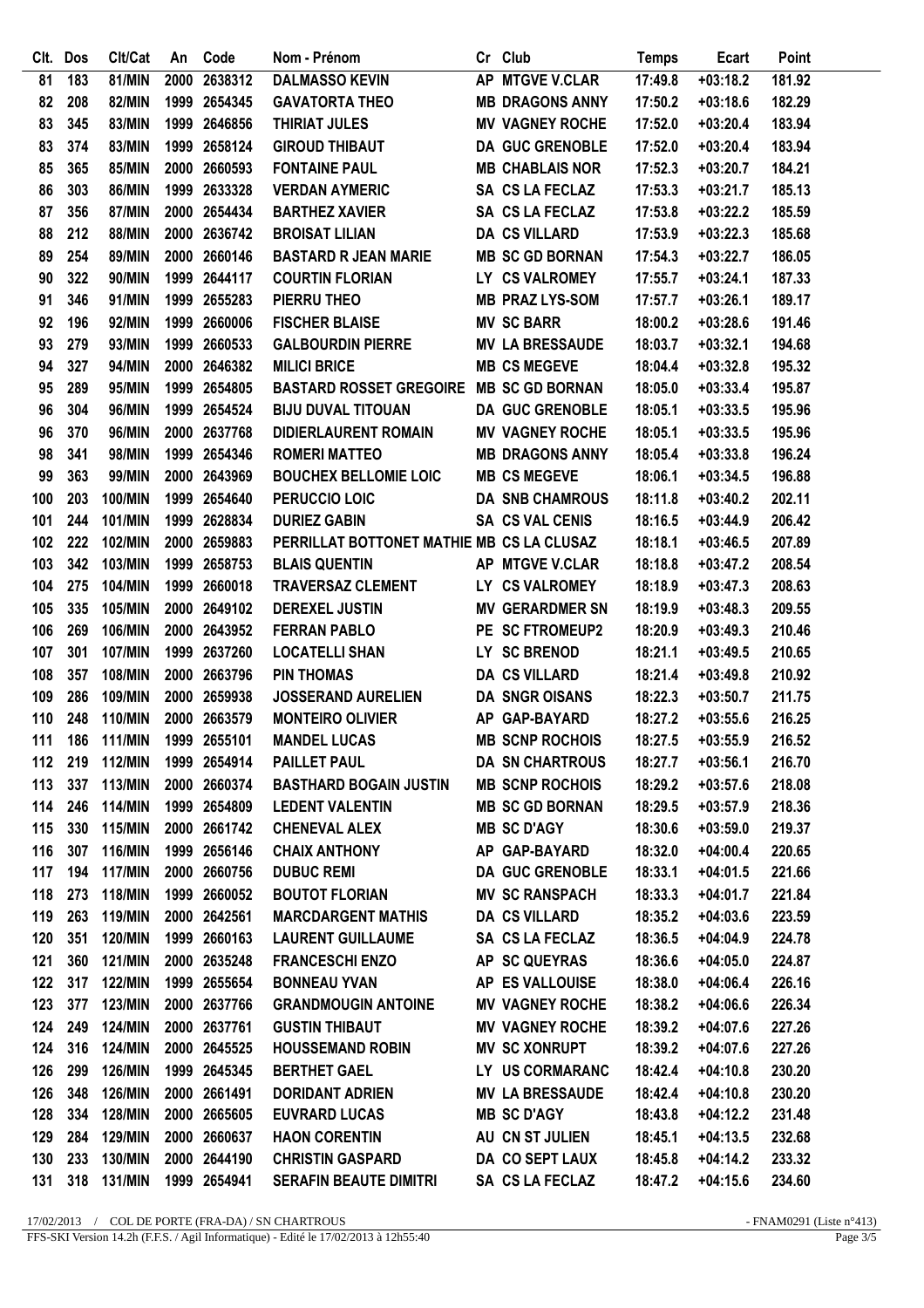| Clt. | Dos | Clt/Cat | An | Code | Nom - Prénom | Cr | Club | Temps | Ecart | Point |
|---|---|---|---|---|---|---|---|---|---|---|
| 81 | 183 | 81/MIN | 2000 | 2638312 | DALMASSO KEVIN | AP | MTGVE V.CLAR | 17:49.8 | +03:18.2 | 181.92 |
| 82 | 208 | 82/MIN | 1999 | 2654345 | GAVATORTA THEO | MB | DRAGONS ANNY | 17:50.2 | +03:18.6 | 182.29 |
| 83 | 345 | 83/MIN | 1999 | 2646856 | THIRIAT JULES | MV | VAGNEY ROCHE | 17:52.0 | +03:20.4 | 183.94 |
| 83 | 374 | 83/MIN | 1999 | 2658124 | GIROUD THIBAUT | DA | GUC GRENOBLE | 17:52.0 | +03:20.4 | 183.94 |
| 85 | 365 | 85/MIN | 2000 | 2660593 | FONTAINE PAUL | MB | CHABLAIS NOR | 17:52.3 | +03:20.7 | 184.21 |
| 86 | 303 | 86/MIN | 1999 | 2633328 | VERDAN AYMERIC | SA | CS LA FECLAZ | 17:53.3 | +03:21.7 | 185.13 |
| 87 | 356 | 87/MIN | 2000 | 2654434 | BARTHEZ XAVIER | SA | CS LA FECLAZ | 17:53.8 | +03:22.2 | 185.59 |
| 88 | 212 | 88/MIN | 2000 | 2636742 | BROISAT LILIAN | DA | CS VILLARD | 17:53.9 | +03:22.3 | 185.68 |
| 89 | 254 | 89/MIN | 2000 | 2660146 | BASTARD R JEAN MARIE | MB | SC GD BORNAN | 17:54.3 | +03:22.7 | 186.05 |
| 90 | 322 | 90/MIN | 1999 | 2644117 | COURTIN FLORIAN | LY | CS VALROMEY | 17:55.7 | +03:24.1 | 187.33 |
| 91 | 346 | 91/MIN | 1999 | 2655283 | PIERRU THEO | MB | PRAZ LYS-SOM | 17:57.7 | +03:26.1 | 189.17 |
| 92 | 196 | 92/MIN | 1999 | 2660006 | FISCHER BLAISE | MV | SC BARR | 18:00.2 | +03:28.6 | 191.46 |
| 93 | 279 | 93/MIN | 1999 | 2660533 | GALBOURDIN PIERRE | MV | LA BRESSAUDE | 18:03.7 | +03:32.1 | 194.68 |
| 94 | 327 | 94/MIN | 2000 | 2646382 | MILICI BRICE | MB | CS MEGEVE | 18:04.4 | +03:32.8 | 195.32 |
| 95 | 289 | 95/MIN | 1999 | 2654805 | BASTARD ROSSET GREGOIRE | MB | SC GD BORNAN | 18:05.0 | +03:33.4 | 195.87 |
| 96 | 304 | 96/MIN | 1999 | 2654524 | BIJU DUVAL TITOUAN | DA | GUC GRENOBLE | 18:05.1 | +03:33.5 | 195.96 |
| 96 | 370 | 96/MIN | 2000 | 2637768 | DIDIERLAURENT ROMAIN | MV | VAGNEY ROCHE | 18:05.1 | +03:33.5 | 195.96 |
| 98 | 341 | 98/MIN | 1999 | 2654346 | ROMERI MATTEO | MB | DRAGONS ANNY | 18:05.4 | +03:33.8 | 196.24 |
| 99 | 363 | 99/MIN | 2000 | 2643969 | BOUCHEX BELLOMIE LOIC | MB | CS MEGEVE | 18:06.1 | +03:34.5 | 196.88 |
| 100 | 203 | 100/MIN | 1999 | 2654640 | PERUCCIO LOIC | DA | SNB CHAMROUS | 18:11.8 | +03:40.2 | 202.11 |
| 101 | 244 | 101/MIN | 1999 | 2628834 | DURIEZ GABIN | SA | CS VAL CENIS | 18:16.5 | +03:44.9 | 206.42 |
| 102 | 222 | 102/MIN | 2000 | 2659883 | PERRILLAT BOTTONET MATHIE | MB | CS LA CLUSAZ | 18:18.1 | +03:46.5 | 207.89 |
| 103 | 342 | 103/MIN | 1999 | 2658753 | BLAIS QUENTIN | AP | MTGVE V.CLAR | 18:18.8 | +03:47.2 | 208.54 |
| 104 | 275 | 104/MIN | 1999 | 2660018 | TRAVERSAZ CLEMENT | LY | CS VALROMEY | 18:18.9 | +03:47.3 | 208.63 |
| 105 | 335 | 105/MIN | 2000 | 2649102 | DEREXEL JUSTIN | MV | GERARDMER SN | 18:19.9 | +03:48.3 | 209.55 |
| 106 | 269 | 106/MIN | 2000 | 2643952 | FERRAN PABLO | PE | SC FTROMEUP2 | 18:20.9 | +03:49.3 | 210.46 |
| 107 | 301 | 107/MIN | 1999 | 2637260 | LOCATELLI SHAN | LY | SC BRENOD | 18:21.1 | +03:49.5 | 210.65 |
| 108 | 357 | 108/MIN | 2000 | 2663796 | PIN THOMAS | DA | CS VILLARD | 18:21.4 | +03:49.8 | 210.92 |
| 109 | 286 | 109/MIN | 2000 | 2659938 | JOSSERAND AURELIEN | DA | SNGR OISANS | 18:22.3 | +03:50.7 | 211.75 |
| 110 | 248 | 110/MIN | 2000 | 2663579 | MONTEIRO OLIVIER | AP | GAP-BAYARD | 18:27.2 | +03:55.6 | 216.25 |
| 111 | 186 | 111/MIN | 1999 | 2655101 | MANDEL LUCAS | MB | SCNP ROCHOIS | 18:27.5 | +03:55.9 | 216.52 |
| 112 | 219 | 112/MIN | 1999 | 2654914 | PAILLET PAUL | DA | SN CHARTROUS | 18:27.7 | +03:56.1 | 216.70 |
| 113 | 337 | 113/MIN | 2000 | 2660374 | BASTHARD BOGAIN JUSTIN | MB | SCNP ROCHOIS | 18:29.2 | +03:57.6 | 218.08 |
| 114 | 246 | 114/MIN | 1999 | 2654809 | LEDENT VALENTIN | MB | SC GD BORNAN | 18:29.5 | +03:57.9 | 218.36 |
| 115 | 330 | 115/MIN | 2000 | 2661742 | CHENEVAL ALEX | MB | SC D'AGY | 18:30.6 | +03:59.0 | 219.37 |
| 116 | 307 | 116/MIN | 1999 | 2656146 | CHAIX ANTHONY | AP | GAP-BAYARD | 18:32.0 | +04:00.4 | 220.65 |
| 117 | 194 | 117/MIN | 2000 | 2660756 | DUBUC REMI | DA | GUC GRENOBLE | 18:33.1 | +04:01.5 | 221.66 |
| 118 | 273 | 118/MIN | 1999 | 2660052 | BOUTOT FLORIAN | MV | SC RANSPACH | 18:33.3 | +04:01.7 | 221.84 |
| 119 | 263 | 119/MIN | 2000 | 2642561 | MARCDARGENT MATHIS | DA | CS VILLARD | 18:35.2 | +04:03.6 | 223.59 |
| 120 | 351 | 120/MIN | 1999 | 2660163 | LAURENT GUILLAUME | SA | CS LA FECLAZ | 18:36.5 | +04:04.9 | 224.78 |
| 121 | 360 | 121/MIN | 2000 | 2635248 | FRANCESCHI ENZO | AP | SC QUEYRAS | 18:36.6 | +04:05.0 | 224.87 |
| 122 | 317 | 122/MIN | 1999 | 2655654 | BONNEAU YVAN | AP | ES VALLOUISE | 18:38.0 | +04:06.4 | 226.16 |
| 123 | 377 | 123/MIN | 2000 | 2637766 | GRANDMOUGIN ANTOINE | MV | VAGNEY ROCHE | 18:38.2 | +04:06.6 | 226.34 |
| 124 | 249 | 124/MIN | 2000 | 2637761 | GUSTIN THIBAUT | MV | VAGNEY ROCHE | 18:39.2 | +04:07.6 | 227.26 |
| 124 | 316 | 124/MIN | 2000 | 2645525 | HOUSSEMAND ROBIN | MV | SC XONRUPT | 18:39.2 | +04:07.6 | 227.26 |
| 126 | 299 | 126/MIN | 1999 | 2645345 | BERTHET GAEL | LY | US CORMARANC | 18:42.4 | +04:10.8 | 230.20 |
| 126 | 348 | 126/MIN | 2000 | 2661491 | DORIDANT ADRIEN | MV | LA BRESSAUDE | 18:42.4 | +04:10.8 | 230.20 |
| 128 | 334 | 128/MIN | 2000 | 2665605 | EUVRARD LUCAS | MB | SC D'AGY | 18:43.8 | +04:12.2 | 231.48 |
| 129 | 284 | 129/MIN | 2000 | 2660637 | HAON CORENTIN | AU | CN ST JULIEN | 18:45.1 | +04:13.5 | 232.68 |
| 130 | 233 | 130/MIN | 2000 | 2644190 | CHRISTIN GASPARD | DA | CO SEPT LAUX | 18:45.8 | +04:14.2 | 233.32 |
| 131 | 318 | 131/MIN | 1999 | 2654941 | SERAFIN BEAUTE DIMITRI | SA | CS LA FECLAZ | 18:47.2 | +04:15.6 | 234.60 |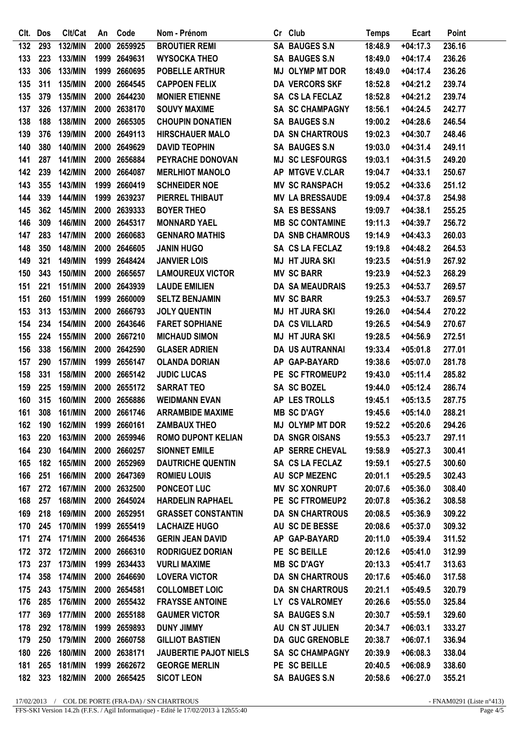| Clt. | Dos | Clt/Cat | An | Code | Nom - Prénom | Cr | Club | Temps | Ecart | Point |
|---|---|---|---|---|---|---|---|---|---|---|
| 132 | 293 | 132/MIN | 2000 | 2659925 | BROUTIER REMI | SA | BAUGES S.N | 18:48.9 | +04:17.3 | 236.16 |
| 133 | 223 | 133/MIN | 1999 | 2649631 | WYSOCKA THEO | SA | BAUGES S.N | 18:49.0 | +04:17.4 | 236.26 |
| 133 | 306 | 133/MIN | 1999 | 2660695 | POBELLE ARTHUR | MJ | OLYMP MT DOR | 18:49.0 | +04:17.4 | 236.26 |
| 135 | 311 | 135/MIN | 2000 | 2664545 | CAPPOEN FELIX | DA | VERCORS SKF | 18:52.8 | +04:21.2 | 239.74 |
| 135 | 379 | 135/MIN | 2000 | 2644230 | MONIER ETIENNE | SA | CS LA FECLAZ | 18:52.8 | +04:21.2 | 239.74 |
| 137 | 326 | 137/MIN | 2000 | 2638170 | SOUVY MAXIME | SA | SC CHAMPAGNY | 18:56.1 | +04:24.5 | 242.77 |
| 138 | 188 | 138/MIN | 2000 | 2665305 | CHOUPIN DONATIEN | SA | BAUGES S.N | 19:00.2 | +04:28.6 | 246.54 |
| 139 | 376 | 139/MIN | 2000 | 2649113 | HIRSCHAUER MALO | DA | SN CHARTROUS | 19:02.3 | +04:30.7 | 248.46 |
| 140 | 380 | 140/MIN | 2000 | 2649629 | DAVID TEOPHIN | SA | BAUGES S.N | 19:03.0 | +04:31.4 | 249.11 |
| 141 | 287 | 141/MIN | 2000 | 2656884 | PEYRACHE DONOVAN | MJ | SC LESFOURGS | 19:03.1 | +04:31.5 | 249.20 |
| 142 | 239 | 142/MIN | 2000 | 2664087 | MERLHIOT MANOLO | AP | MTGVE V.CLAR | 19:04.7 | +04:33.1 | 250.67 |
| 143 | 355 | 143/MIN | 1999 | 2660419 | SCHNEIDER NOE | MV | SC RANSPACH | 19:05.2 | +04:33.6 | 251.12 |
| 144 | 339 | 144/MIN | 1999 | 2639237 | PIERREL THIBAUT | MV | LA BRESSAUDE | 19:09.4 | +04:37.8 | 254.98 |
| 145 | 362 | 145/MIN | 2000 | 2639333 | BOYER THEO | SA | ES BESSANS | 19:09.7 | +04:38.1 | 255.25 |
| 146 | 309 | 146/MIN | 2000 | 2645317 | MONNARD YAEL | MB | SC CONTAMINE | 19:11.3 | +04:39.7 | 256.72 |
| 147 | 283 | 147/MIN | 2000 | 2660683 | GENNARO MATHIS | DA | SNB CHAMROUS | 19:14.9 | +04:43.3 | 260.03 |
| 148 | 350 | 148/MIN | 2000 | 2646605 | JANIN HUGO | SA | CS LA FECLAZ | 19:19.8 | +04:48.2 | 264.53 |
| 149 | 321 | 149/MIN | 1999 | 2648424 | JANVIER LOIS | MJ | HT JURA SKI | 19:23.5 | +04:51.9 | 267.92 |
| 150 | 343 | 150/MIN | 2000 | 2665657 | LAMOUREUX VICTOR | MV | SC BARR | 19:23.9 | +04:52.3 | 268.29 |
| 151 | 221 | 151/MIN | 2000 | 2643939 | LAUDE EMILIEN | DA | SA MEAUDRAIS | 19:25.3 | +04:53.7 | 269.57 |
| 151 | 260 | 151/MIN | 1999 | 2660009 | SELTZ BENJAMIN | MV | SC BARR | 19:25.3 | +04:53.7 | 269.57 |
| 153 | 313 | 153/MIN | 2000 | 2666793 | JOLY QUENTIN | MJ | HT JURA SKI | 19:26.0 | +04:54.4 | 270.22 |
| 154 | 234 | 154/MIN | 2000 | 2643646 | FARET SOPHIANE | DA | CS VILLARD | 19:26.5 | +04:54.9 | 270.67 |
| 155 | 224 | 155/MIN | 2000 | 2667210 | MICHAUD SIMON | MJ | HT JURA SKI | 19:28.5 | +04:56.9 | 272.51 |
| 156 | 338 | 156/MIN | 2000 | 2642590 | GLASER ADRIEN | DA | US AUTRANNAI | 19:33.4 | +05:01.8 | 277.01 |
| 157 | 290 | 157/MIN | 1999 | 2656147 | OLANDA DORIAN | AP | GAP-BAYARD | 19:38.6 | +05:07.0 | 281.78 |
| 158 | 331 | 158/MIN | 2000 | 2665142 | JUDIC LUCAS | PE | SC FTROMEUP2 | 19:43.0 | +05:11.4 | 285.82 |
| 159 | 225 | 159/MIN | 2000 | 2655172 | SARRAT TEO | SA | SC BOZEL | 19:44.0 | +05:12.4 | 286.74 |
| 160 | 315 | 160/MIN | 2000 | 2656886 | WEIDMANN EVAN | AP | LES TROLLS | 19:45.1 | +05:13.5 | 287.75 |
| 161 | 308 | 161/MIN | 2000 | 2661746 | ARRAMBIDE MAXIME | MB | SC D'AGY | 19:45.6 | +05:14.0 | 288.21 |
| 162 | 190 | 162/MIN | 1999 | 2660161 | ZAMBAUX THEO | MJ | OLYMP MT DOR | 19:52.2 | +05:20.6 | 294.26 |
| 163 | 220 | 163/MIN | 2000 | 2659946 | ROMO DUPONT KELIAN | DA | SNGR OISANS | 19:55.3 | +05:23.7 | 297.11 |
| 164 | 230 | 164/MIN | 2000 | 2660257 | SIONNET EMILE | AP | SERRE CHEVAL | 19:58.9 | +05:27.3 | 300.41 |
| 165 | 182 | 165/MIN | 2000 | 2652969 | DAUTRICHE QUENTIN | SA | CS LA FECLAZ | 19:59.1 | +05:27.5 | 300.60 |
| 166 | 251 | 166/MIN | 2000 | 2647369 | ROMIEU LOUIS | AU | SCP MEZENC | 20:01.1 | +05:29.5 | 302.43 |
| 167 | 272 | 167/MIN | 2000 | 2632500 | PONCEOT LUC | MV | SC XONRUPT | 20:07.6 | +05:36.0 | 308.40 |
| 168 | 257 | 168/MIN | 2000 | 2645024 | HARDELIN RAPHAEL | PE | SC FTROMEUP2 | 20:07.8 | +05:36.2 | 308.58 |
| 169 | 218 | 169/MIN | 2000 | 2652951 | GRASSET CONSTANTIN | DA | SN CHARTROUS | 20:08.5 | +05:36.9 | 309.22 |
| 170 | 245 | 170/MIN | 1999 | 2655419 | LACHAIZE HUGO | AU | SC DE BESSE | 20:08.6 | +05:37.0 | 309.32 |
| 171 | 274 | 171/MIN | 2000 | 2664536 | GERIN JEAN DAVID | AP | GAP-BAYARD | 20:11.0 | +05:39.4 | 311.52 |
| 172 | 372 | 172/MIN | 2000 | 2666310 | RODRIGUEZ DORIAN | PE | SC BEILLE | 20:12.6 | +05:41.0 | 312.99 |
| 173 | 237 | 173/MIN | 1999 | 2634433 | VURLI MAXIME | MB | SC D'AGY | 20:13.3 | +05:41.7 | 313.63 |
| 174 | 358 | 174/MIN | 2000 | 2646690 | LOVERA VICTOR | DA | SN CHARTROUS | 20:17.6 | +05:46.0 | 317.58 |
| 175 | 243 | 175/MIN | 2000 | 2654581 | COLLOMBET LOIC | DA | SN CHARTROUS | 20:21.1 | +05:49.5 | 320.79 |
| 176 | 285 | 176/MIN | 2000 | 2655432 | FRAYSSE ANTOINE | LY | CS VALROMEY | 20:26.6 | +05:55.0 | 325.84 |
| 177 | 369 | 177/MIN | 2000 | 2655188 | GAUMER VICTOR | SA | BAUGES S.N | 20:30.7 | +05:59.1 | 329.60 |
| 178 | 292 | 178/MIN | 1999 | 2659893 | DUNY JIMMY | AU | CN ST JULIEN | 20:34.7 | +06:03.1 | 333.27 |
| 179 | 250 | 179/MIN | 2000 | 2660758 | GILLIOT BASTIEN | DA | GUC GRENOBLE | 20:38.7 | +06:07.1 | 336.94 |
| 180 | 226 | 180/MIN | 2000 | 2638171 | JAUBERTIE PAJOT NIELS | SA | SC CHAMPAGNY | 20:39.9 | +06:08.3 | 338.04 |
| 181 | 265 | 181/MIN | 1999 | 2662672 | GEORGE MERLIN | PE | SC BEILLE | 20:40.5 | +06:08.9 | 338.60 |
| 182 | 323 | 182/MIN | 2000 | 2665425 | SICOT LEON | SA | BAUGES S.N | 20:58.6 | +06:27.0 | 355.21 |

17/02/2013 / COL DE PORTE (FRA-DA) / SN CHARTROUS - FNAM0291 (Liste n°413)

FFS-SKI Version 14.2h (F.F.S. / Agil Informatique) - Edité le 17/02/2013 à 12h55:40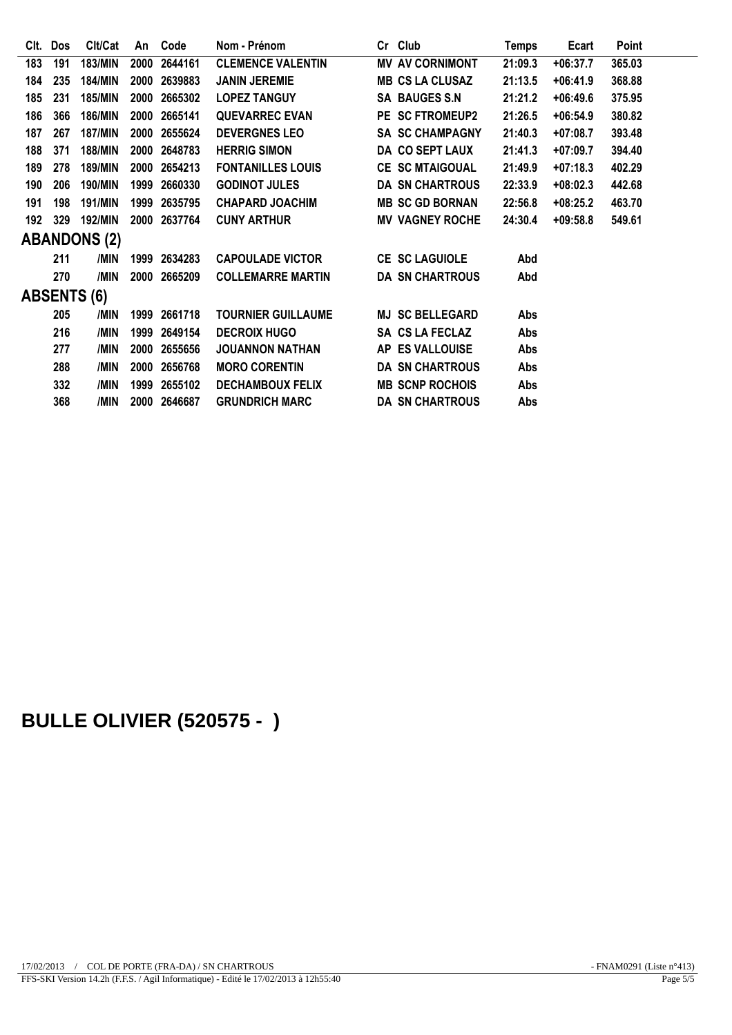| Clt. | Dos | Clt/Cat | An | Code | Nom - Prénom | Cr | Club | Temps | Ecart | Point |
|---|---|---|---|---|---|---|---|---|---|---|
| 183 | 191 | 183/MIN | 2000 | 2644161 | CLEMENCE VALENTIN | MV | AV CORNIMONT | 21:09.3 | +06:37.7 | 365.03 |
| 184 | 235 | 184/MIN | 2000 | 2639883 | JANIN JEREMIE | MB | CS LA CLUSAZ | 21:13.5 | +06:41.9 | 368.88 |
| 185 | 231 | 185/MIN | 2000 | 2665302 | LOPEZ TANGUY | SA | BAUGES S.N | 21:21.2 | +06:49.6 | 375.95 |
| 186 | 366 | 186/MIN | 2000 | 2665141 | QUEVARREC EVAN | PE | SC FTROMEUP2 | 21:26.5 | +06:54.9 | 380.82 |
| 187 | 267 | 187/MIN | 2000 | 2655624 | DEVERGNES LEO | SA | SC CHAMPAGNY | 21:40.3 | +07:08.7 | 393.48 |
| 188 | 371 | 188/MIN | 2000 | 2648783 | HERRIG SIMON | DA | CO SEPT LAUX | 21:41.3 | +07:09.7 | 394.40 |
| 189 | 278 | 189/MIN | 2000 | 2654213 | FONTANILLES LOUIS | CE | SC MTAIGOUAL | 21:49.9 | +07:18.3 | 402.29 |
| 190 | 206 | 190/MIN | 1999 | 2660330 | GODINOT JULES | DA | SN CHARTROUS | 22:33.9 | +08:02.3 | 442.68 |
| 191 | 198 | 191/MIN | 1999 | 2635795 | CHAPARD JOACHIM | MB | SC GD BORNAN | 22:56.8 | +08:25.2 | 463.70 |
| 192 | 329 | 192/MIN | 2000 | 2637764 | CUNY ARTHUR | MV | VAGNEY ROCHE | 24:30.4 | +09:58.8 | 549.61 |
| **ABANDONS (2)** | | | | | | | | | | |
| | 211 | /MIN | 1999 | 2634283 | CAPOULADE VICTOR | CE | SC LAGUIOLE | Abd | | |
| | 270 | /MIN | 2000 | 2665209 | COLLEMARRE MARTIN | DA | SN CHARTROUS | Abd | | |
| **ABSENTS (6)** | | | | | | | | | | |
| | 205 | /MIN | 1999 | 2661718 | TOURNIER GUILLAUME | MJ | SC BELLEGARD | Abs | | |
| | 216 | /MIN | 1999 | 2649154 | DECROIX HUGO | SA | CS LA FECLAZ | Abs | | |
| | 277 | /MIN | 2000 | 2655656 | JOUANNON NATHAN | AP | ES VALLOUISE | Abs | | |
| | 288 | /MIN | 2000 | 2656768 | MORO CORENTIN | DA | SN CHARTROUS | Abs | | |
| | 332 | /MIN | 1999 | 2655102 | DECHAMBOUX FELIX | MB | SCNP ROCHOIS | Abs | | |
| | 368 | /MIN | 2000 | 2646687 | GRUNDRICH MARC | DA | SN CHARTROUS | Abs | | |

# BULLE OLIVIER (520575 - )

17/02/2013 / COL DE PORTE (FRA-DA) / SN CHARTROUS - FNAM0291 (Liste n°413)

FFS-SKI Version 14.2h (F.F.S. / Agil Informatique) - Edité le 17/02/2013 à 12h55:40